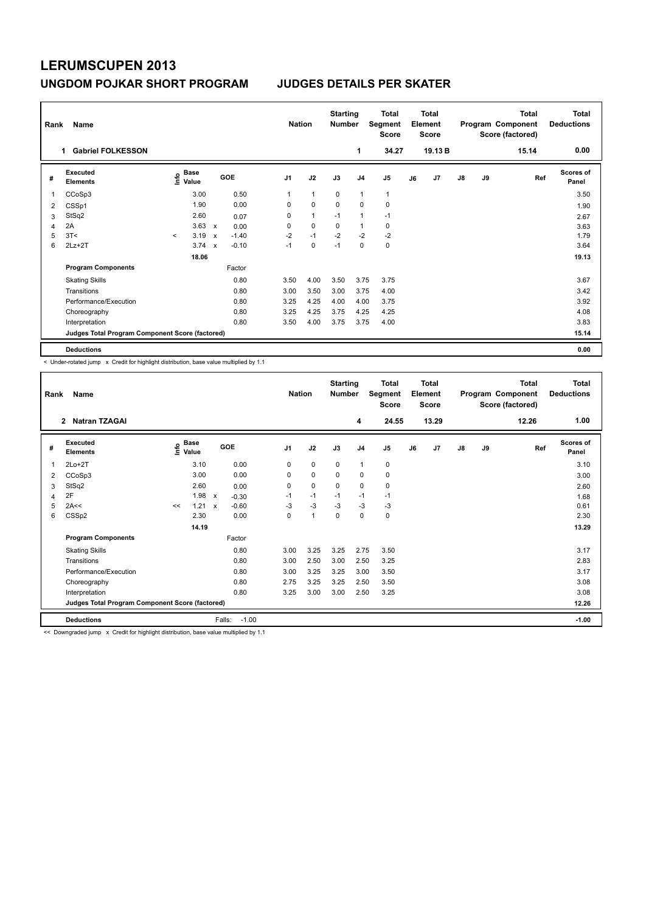# LERUMSCUPEN 2013

## UNGDOM POJKAR SHORT PROGRAM — JUDGES DETAILS PER SKATER

| Rank | Name | Nation | Starting Number | Total Segment Score | Total Element Score | Total Program Component Score (factored) | Total Deductions |
|---|---|---|---|---|---|---|---|
| 1 | Gabriel FOLKESSON | | 1 | 34.27 | 19.13 B | 15.14 | 0.00 |

| # | Executed Elements | Info | Base Value | | GOE | J1 | J2 | J3 | J4 | J5 | J6 | J7 | J8 | J9 | Ref | Scores of Panel |
|---|---|---|---|---|---|---|---|---|---|---|---|---|---|---|---|---|
| 1 | CCoSp3 | | 3.00 | | 0.50 | 1 | 1 | 0 | 1 | 1 | | | | | | 3.50 |
| 2 | CSSp1 | | 1.90 | | 0.00 | 0 | 0 | 0 | 0 | 0 | | | | | | 1.90 |
| 3 | StSq2 | | 2.60 | | 0.07 | 0 | 1 | -1 | 1 | -1 | | | | | | 2.67 |
| 4 | 2A | | 3.63 | x | 0.00 | 0 | 0 | 0 | 1 | 0 | | | | | | 3.63 |
| 5 | 3T< | < | 3.19 | x | -1.40 | -2 | -1 | -2 | -2 | -2 | | | | | | 1.79 |
| 6 | 2Lz+2T | | 3.74 | x | -0.10 | -1 | 0 | -1 | 0 | 0 | | | | | | 3.64 |
| | | | 18.06 | | | | | | | | | | | | | 19.13 |
| | **Program Components** | | | | Factor | | | | | | | | | | | |
| | Skating Skills | | | | 0.80 | 3.50 | 4.00 | 3.50 | 3.75 | 3.75 | | | | | | 3.67 |
| | Transitions | | | | 0.80 | 3.00 | 3.50 | 3.00 | 3.75 | 4.00 | | | | | | 3.42 |
| | Performance/Execution | | | | 0.80 | 3.25 | 4.25 | 4.00 | 4.00 | 3.75 | | | | | | 3.92 |
| | Choreography | | | | 0.80 | 3.25 | 4.25 | 3.75 | 4.25 | 4.25 | | | | | | 4.08 |
| | Interpretation | | | | 0.80 | 3.50 | 4.00 | 3.75 | 3.75 | 4.00 | | | | | | 3.83 |
| | Judges Total Program Component Score (factored) | | | | | | | | | | | | | | | 15.14 |
| | **Deductions** | | | | | | | | | | | | | | | 0.00 |

< Under-rotated jump x Credit for highlight distribution, base value multiplied by 1.1

| Rank | Name | Nation | Starting Number | Total Segment Score | Total Element Score | Total Program Component Score (factored) | Total Deductions |
|---|---|---|---|---|---|---|---|
| 2 | Natran TZAGAI | | 4 | 24.55 | 13.29 | 12.26 | 1.00 |

| # | Executed Elements | Info | Base Value | | GOE | J1 | J2 | J3 | J4 | J5 | J6 | J7 | J8 | J9 | Ref | Scores of Panel |
|---|---|---|---|---|---|---|---|---|---|---|---|---|---|---|---|---|
| 1 | 2Lo+2T | | 3.10 | | 0.00 | 0 | 0 | 0 | 1 | 0 | | | | | | 3.10 |
| 2 | CCoSp3 | | 3.00 | | 0.00 | 0 | 0 | 0 | 0 | 0 | | | | | | 3.00 |
| 3 | StSq2 | | 2.60 | | 0.00 | 0 | 0 | 0 | 0 | 0 | | | | | | 2.60 |
| 4 | 2F | | 1.98 | x | -0.30 | -1 | -1 | -1 | -1 | -1 | | | | | | 1.68 |
| 5 | 2A<< | << | 1.21 | x | -0.60 | -3 | -3 | -3 | -3 | -3 | | | | | | 0.61 |
| 6 | CSSp2 | | 2.30 | | 0.00 | 0 | 1 | 0 | 0 | 0 | | | | | | 2.30 |
| | | | 14.19 | | | | | | | | | | | | | 13.29 |
| | **Program Components** | | | | Factor | | | | | | | | | | | |
| | Skating Skills | | | | 0.80 | 3.00 | 3.25 | 3.25 | 2.75 | 3.50 | | | | | | 3.17 |
| | Transitions | | | | 0.80 | 3.00 | 2.50 | 3.00 | 2.50 | 3.25 | | | | | | 2.83 |
| | Performance/Execution | | | | 0.80 | 3.00 | 3.25 | 3.25 | 3.00 | 3.50 | | | | | | 3.17 |
| | Choreography | | | | 0.80 | 2.75 | 3.25 | 3.25 | 2.50 | 3.50 | | | | | | 3.08 |
| | Interpretation | | | | 0.80 | 3.25 | 3.00 | 3.00 | 2.50 | 3.25 | | | | | | 3.08 |
| | Judges Total Program Component Score (factored) | | | | | | | | | | | | | | | 12.26 |
| | **Deductions** | | | Falls: | -1.00 | | | | | | | | | | | -1.00 |

<< Downgraded jump x Credit for highlight distribution, base value multiplied by 1.1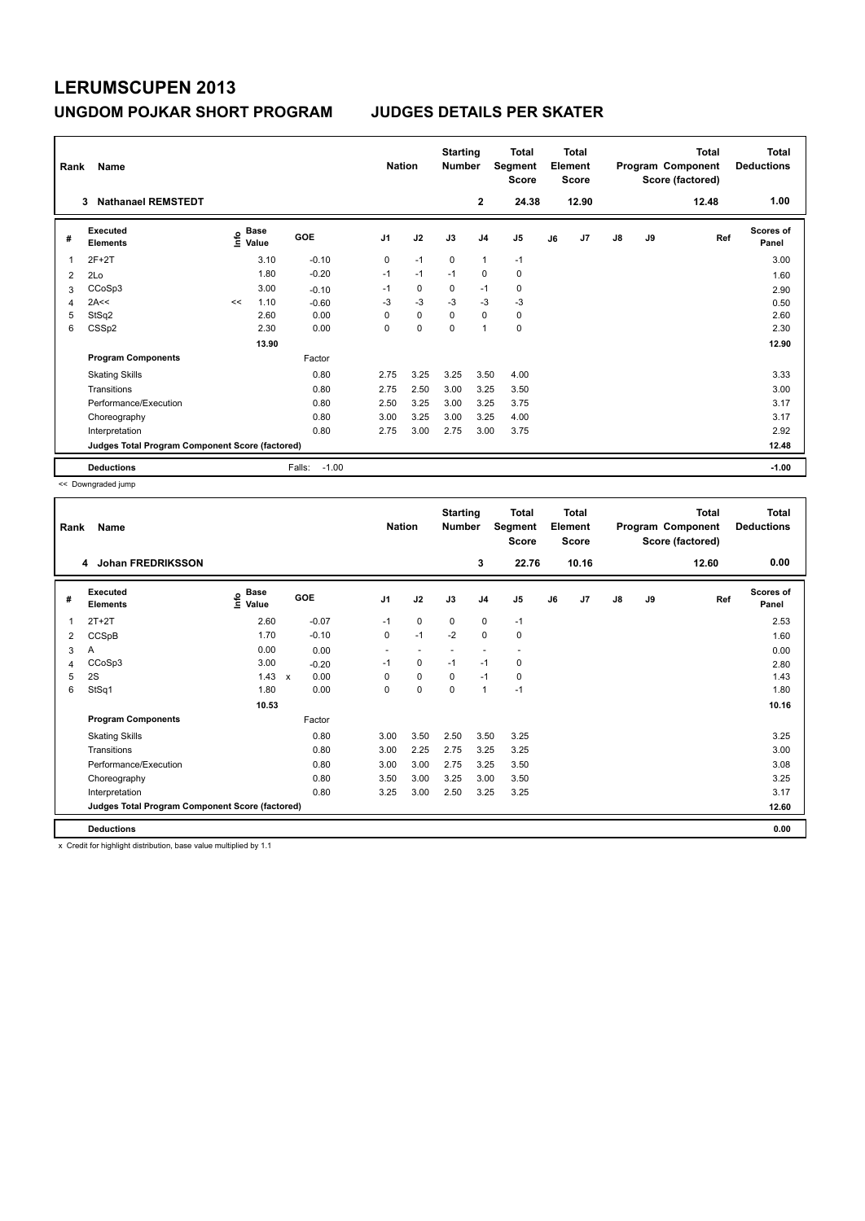# LERUMSCUPEN 2013

## UNGDOM POJKAR SHORT PROGRAM JUDGES DETAILS PER SKATER

| Rank | Name | Nation | Starting Number | Total Segment Score | Total Element Score | Total Program Component Score (factored) | Total Deductions |
|---|---|---|---|---|---|---|---|
| 3 | Nathanael REMSTEDT | | 2 | 24.38 | 12.90 | 12.48 | 1.00 |

| # | Executed Elements | Info | Base Value | GOE | J1 | J2 | J3 | J4 | J5 | J6 | J7 | J8 | J9 | Ref | Scores of Panel |
|---|---|---|---|---|---|---|---|---|---|---|---|---|---|---|---|
| 1 | 2F+2T | | 3.10 | -0.10 | 0 | -1 | 0 | 1 | -1 | | | | | | 3.00 |
| 2 | 2Lo | | 1.80 | -0.20 | -1 | -1 | -1 | 0 | 0 | | | | | | 1.60 |
| 3 | CCoSp3 | | 3.00 | -0.10 | -1 | 0 | 0 | -1 | 0 | | | | | | 2.90 |
| 4 | 2A<< | << | 1.10 | -0.60 | -3 | -3 | -3 | -3 | -3 | | | | | | 0.50 |
| 5 | StSq2 | | 2.60 | 0.00 | 0 | 0 | 0 | 0 | 0 | | | | | | 2.60 |
| 6 | CSSp2 | | 2.30 | 0.00 | 0 | 0 | 0 | 1 | 0 | | | | | | 2.30 |
| | | | 13.90 | | | | | | | | | | | | 12.90 |
| | **Program Components** | | | Factor | | | | | | | | | | | |
| | Skating Skills | | | 0.80 | 2.75 | 3.25 | 3.25 | 3.50 | 4.00 | | | | | | 3.33 |
| | Transitions | | | 0.80 | 2.75 | 2.50 | 3.00 | 3.25 | 3.50 | | | | | | 3.00 |
| | Performance/Execution | | | 0.80 | 2.50 | 3.25 | 3.00 | 3.25 | 3.75 | | | | | | 3.17 |
| | Choreography | | | 0.80 | 3.00 | 3.25 | 3.00 | 3.25 | 4.00 | | | | | | 3.17 |
| | Interpretation | | | 0.80 | 2.75 | 3.00 | 2.75 | 3.00 | 3.75 | | | | | | 2.92 |
| | Judges Total Program Component Score (factored) | | | | | | | | | | | | | | 12.48 |
| | **Deductions** | | | Falls: -1.00 | | | | | | | | | | | -1.00 |

<< Downgraded jump

| Rank | Name | Nation | Starting Number | Total Segment Score | Total Element Score | Total Program Component Score (factored) | Total Deductions |
|---|---|---|---|---|---|---|---|
| 4 | Johan FREDRIKSSON | | 3 | 22.76 | 10.16 | 12.60 | 0.00 |

| # | Executed Elements | Info | Base Value | GOE | J1 | J2 | J3 | J4 | J5 | J6 | J7 | J8 | J9 | Ref | Scores of Panel |
|---|---|---|---|---|---|---|---|---|---|---|---|---|---|---|---|
| 1 | 2T+2T | | 2.60 | -0.07 | -1 | 0 | 0 | 0 | -1 | | | | | | 2.53 |
| 2 | CCSpB | | 1.70 | -0.10 | 0 | -1 | -2 | 0 | 0 | | | | | | 1.60 |
| 3 | A | | 0.00 | 0.00 | - | - | - | - | - | | | | | | 0.00 |
| 4 | CCoSp3 | | 3.00 | -0.20 | -1 | 0 | -1 | -1 | 0 | | | | | | 2.80 |
| 5 | 2S | | 1.43 x | 0.00 | 0 | 0 | 0 | -1 | 0 | | | | | | 1.43 |
| 6 | StSq1 | | 1.80 | 0.00 | 0 | 0 | 0 | 1 | -1 | | | | | | 1.80 |
| | | | 10.53 | | | | | | | | | | | | 10.16 |
| | **Program Components** | | | Factor | | | | | | | | | | | |
| | Skating Skills | | | 0.80 | 3.00 | 3.50 | 2.50 | 3.50 | 3.25 | | | | | | 3.25 |
| | Transitions | | | 0.80 | 3.00 | 2.25 | 2.75 | 3.25 | 3.25 | | | | | | 3.00 |
| | Performance/Execution | | | 0.80 | 3.00 | 3.00 | 2.75 | 3.25 | 3.50 | | | | | | 3.08 |
| | Choreography | | | 0.80 | 3.50 | 3.00 | 3.25 | 3.00 | 3.50 | | | | | | 3.25 |
| | Interpretation | | | 0.80 | 3.25 | 3.00 | 2.50 | 3.25 | 3.25 | | | | | | 3.17 |
| | Judges Total Program Component Score (factored) | | | | | | | | | | | | | | 12.60 |
| | **Deductions** | | | | | | | | | | | | | | 0.00 |

x Credit for highlight distribution, base value multiplied by 1.1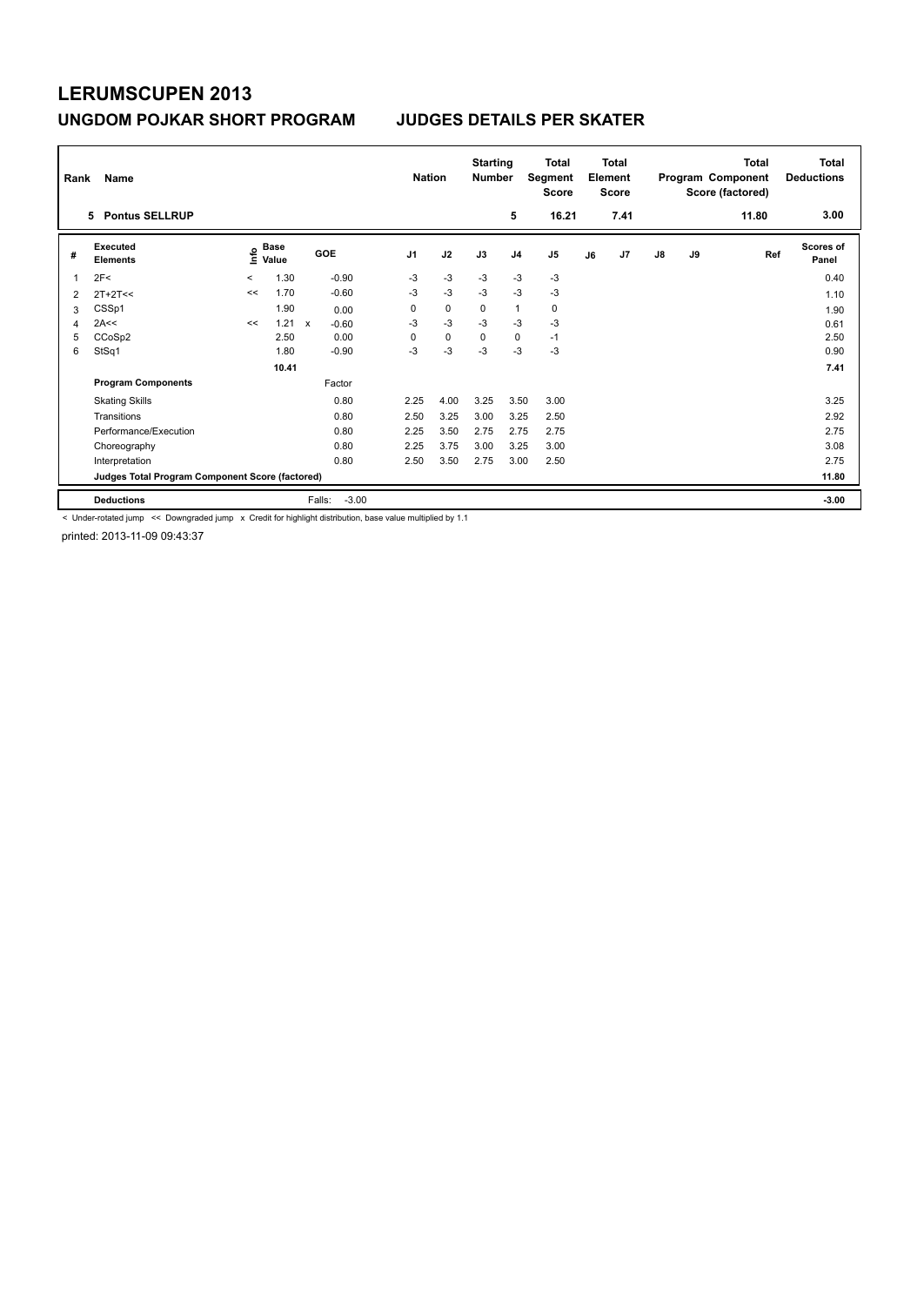# LERUMSCUPEN 2013

## UNGDOM POJKAR SHORT PROGRAM　　JUDGES DETAILS PER SKATER

| Rank | Name | Nation | Starting Number | Total Segment Score | Total Element Score | Total Program Component Score (factored) | Total Deductions |
|---|---|---|---|---|---|---|---|
| 5 | Pontus SELLRUP | | 5 | 16.21 | 7.41 | 11.80 | 3.00 |

| # | Executed Elements | Info | Base Value | | GOE | J1 | J2 | J3 | J4 | J5 | J6 | J7 | J8 | J9 | Ref | Scores of Panel |
|---|---|---|---|---|---|---|---|---|---|---|---|---|---|---|---|---|
| 1 | 2F< | < | 1.30 | | -0.90 | -3 | -3 | -3 | -3 | -3 | | | | | | 0.40 |
| 2 | 2T+2T<< | << | 1.70 | | -0.60 | -3 | -3 | -3 | -3 | -3 | | | | | | 1.10 |
| 3 | CSSp1 | | 1.90 | | 0.00 | 0 | 0 | 0 | 1 | 0 | | | | | | 1.90 |
| 4 | 2A<< | << | 1.21 | x | -0.60 | -3 | -3 | -3 | -3 | -3 | | | | | | 0.61 |
| 5 | CCoSp2 | | 2.50 | | 0.00 | 0 | 0 | 0 | 0 | -1 | | | | | | 2.50 |
| 6 | StSq1 | | 1.80 | | -0.90 | -3 | -3 | -3 | -3 | -3 | | | | | | 0.90 |
| | | | 10.41 | | | | | | | | | | | | | 7.41 |
| | **Program Components** | | | | Factor | | | | | | | | | | | |
| | Skating Skills | | | | 0.80 | 2.25 | 4.00 | 3.25 | 3.50 | 3.00 | | | | | | 3.25 |
| | Transitions | | | | 0.80 | 2.50 | 3.25 | 3.00 | 3.25 | 2.50 | | | | | | 2.92 |
| | Performance/Execution | | | | 0.80 | 2.25 | 3.50 | 2.75 | 2.75 | 2.75 | | | | | | 2.75 |
| | Choreography | | | | 0.80 | 2.25 | 3.75 | 3.00 | 3.25 | 3.00 | | | | | | 3.08 |
| | Interpretation | | | | 0.80 | 2.50 | 3.50 | 2.75 | 3.00 | 2.50 | | | | | | 2.75 |
| | **Judges Total Program Component Score (factored)** | | | | | | | | | | | | | | | 11.80 |
| | **Deductions** | | | | Falls: -3.00 | | | | | | | | | | | -3.00 |

< Under-rotated jump　<< Downgraded jump　x Credit for highlight distribution, base value multiplied by 1.1

printed: 2013-11-09 09:43:37